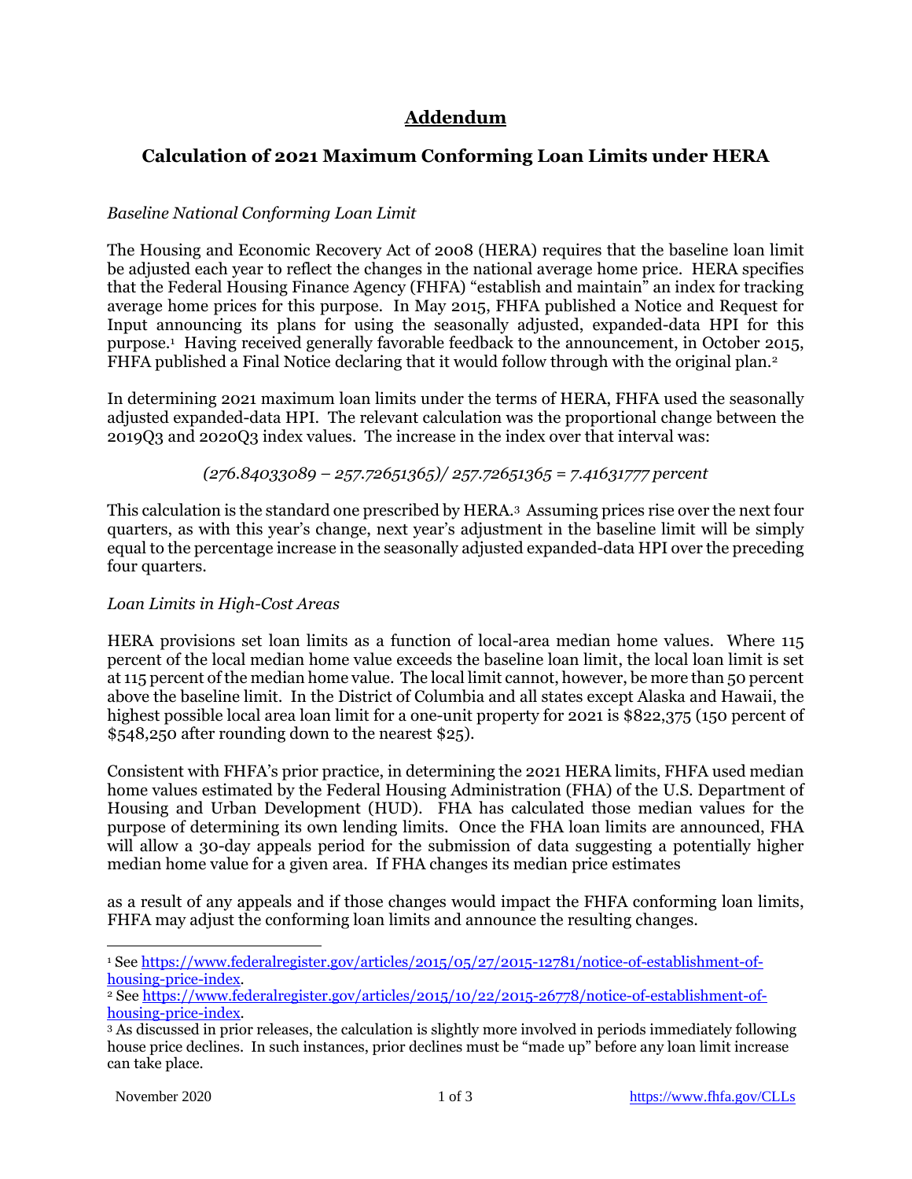# Addendum

## Calculation of 2021 Maximum Conforming Loan Limits under HERA

*Baseline National Conforming Loan Limit*

The Housing and Economic Recovery Act of 2008 (HERA) requires that the baseline loan limit be adjusted each year to reflect the changes in the national average home price. HERA specifies that the Federal Housing Finance Agency (FHFA) "establish and maintain" an index for tracking average home prices for this purpose. In May 2015, FHFA published a Notice and Request for Input announcing its plans for using the seasonally adjusted, expanded-data HPI for this purpose.[1] Having received generally favorable feedback to the announcement, in October 2015, FHFA published a Final Notice declaring that it would follow through with the original plan.[2]

In determining 2021 maximum loan limits under the terms of HERA, FHFA used the seasonally adjusted expanded-data HPI. The relevant calculation was the proportional change between the 2019Q3 and 2020Q3 index values. The increase in the index over that interval was:

$$(276.84033089 - 257.72651365) / 257.72651365 = 7.41631777 \text{ percent}$$

This calculation is the standard one prescribed by HERA.[3] Assuming prices rise over the next four quarters, as with this year's change, next year's adjustment in the baseline limit will be simply equal to the percentage increase in the seasonally adjusted expanded-data HPI over the preceding four quarters.

*Loan Limits in High-Cost Areas*

HERA provisions set loan limits as a function of local-area median home values. Where 115 percent of the local median home value exceeds the baseline loan limit, the local loan limit is set at 115 percent of the median home value. The local limit cannot, however, be more than 50 percent above the baseline limit. In the District of Columbia and all states except Alaska and Hawaii, the highest possible local area loan limit for a one-unit property for 2021 is $822,375 (150 percent of $548,250 after rounding down to the nearest $25).

Consistent with FHFA's prior practice, in determining the 2021 HERA limits, FHFA used median home values estimated by the Federal Housing Administration (FHA) of the U.S. Department of Housing and Urban Development (HUD). FHA has calculated those median values for the purpose of determining its own lending limits. Once the FHA loan limits are announced, FHA will allow a 30-day appeals period for the submission of data suggesting a potentially higher median home value for a given area. If FHA changes its median price estimates as a result of any appeals and if those changes would impact the FHFA conforming loan limits, FHFA may adjust the conforming loan limits and announce the resulting changes.

---

[1] See https://www.federalregister.gov/articles/2015/05/27/2015-12781/notice-of-establishment-of-housing-price-index.

[2] See https://www.federalregister.gov/articles/2015/10/22/2015-26778/notice-of-establishment-of-housing-price-index.

[3] As discussed in prior releases, the calculation is slightly more involved in periods immediately following house price declines. In such instances, prior declines must be "made up" before any loan limit increase can take place.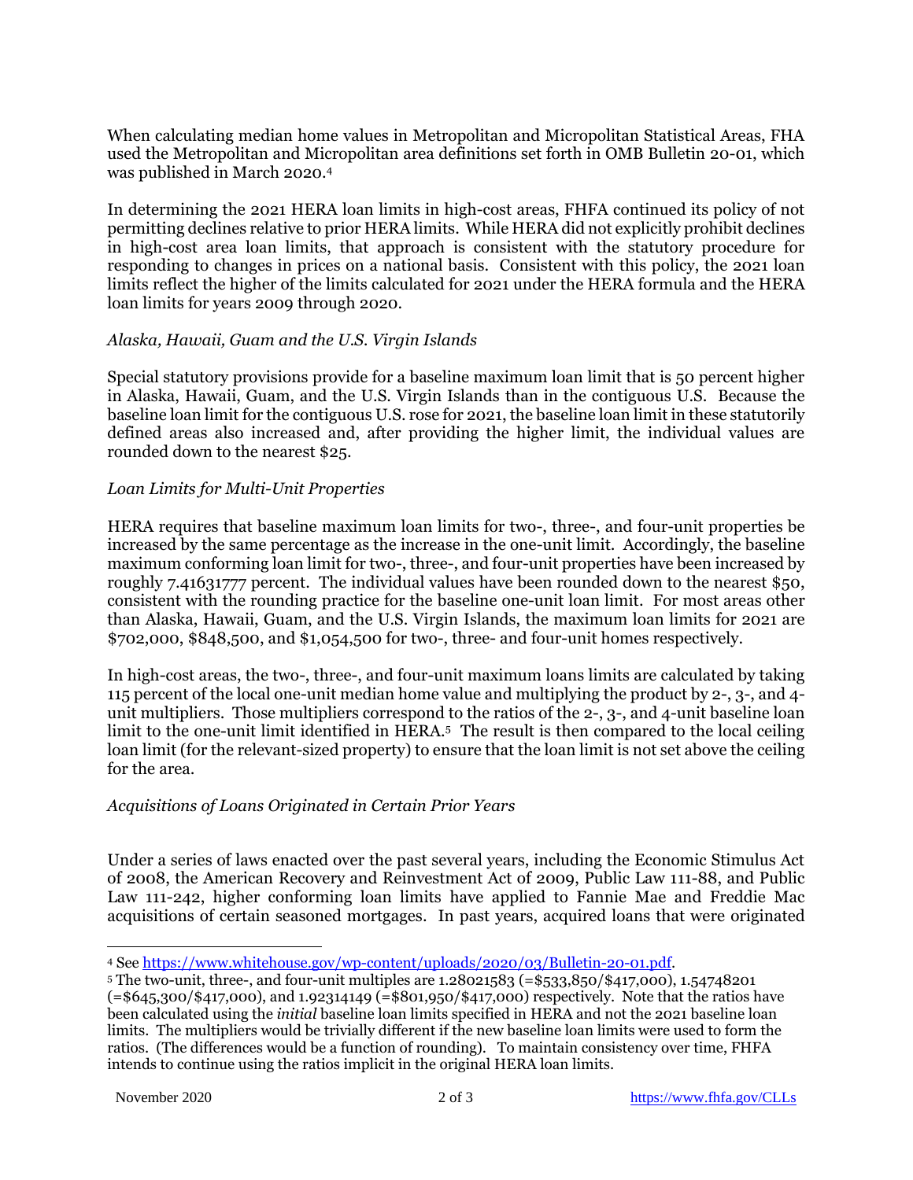When calculating median home values in Metropolitan and Micropolitan Statistical Areas, FHA used the Metropolitan and Micropolitan area definitions set forth in OMB Bulletin 20-01, which was published in March 2020.[4]

In determining the 2021 HERA loan limits in high-cost areas, FHFA continued its policy of not permitting declines relative to prior HERA limits. While HERA did not explicitly prohibit declines in high-cost area loan limits, that approach is consistent with the statutory procedure for responding to changes in prices on a national basis. Consistent with this policy, the 2021 loan limits reflect the higher of the limits calculated for 2021 under the HERA formula and the HERA loan limits for years 2009 through 2020.

*Alaska, Hawaii, Guam and the U.S. Virgin Islands*

Special statutory provisions provide for a baseline maximum loan limit that is 50 percent higher in Alaska, Hawaii, Guam, and the U.S. Virgin Islands than in the contiguous U.S. Because the baseline loan limit for the contiguous U.S. rose for 2021, the baseline loan limit in these statutorily defined areas also increased and, after providing the higher limit, the individual values are rounded down to the nearest $25.

*Loan Limits for Multi-Unit Properties*

HERA requires that baseline maximum loan limits for two-, three-, and four-unit properties be increased by the same percentage as the increase in the one-unit limit. Accordingly, the baseline maximum conforming loan limit for two-, three-, and four-unit properties have been increased by roughly 7.41631777 percent. The individual values have been rounded down to the nearest $50, consistent with the rounding practice for the baseline one-unit loan limit. For most areas other than Alaska, Hawaii, Guam, and the U.S. Virgin Islands, the maximum loan limits for 2021 are $702,000, $848,500, and $1,054,500 for two-, three- and four-unit homes respectively.

In high-cost areas, the two-, three-, and four-unit maximum loans limits are calculated by taking 115 percent of the local one-unit median home value and multiplying the product by 2-, 3-, and 4-unit multipliers. Those multipliers correspond to the ratios of the 2-, 3-, and 4-unit baseline loan limit to the one-unit limit identified in HERA.[5] The result is then compared to the local ceiling loan limit (for the relevant-sized property) to ensure that the loan limit is not set above the ceiling for the area.

*Acquisitions of Loans Originated in Certain Prior Years*

Under a series of laws enacted over the past several years, including the Economic Stimulus Act of 2008, the American Recovery and Reinvestment Act of 2009, Public Law 111-88, and Public Law 111-242, higher conforming loan limits have applied to Fannie Mae and Freddie Mac acquisitions of certain seasoned mortgages. In past years, acquired loans that were originated

---

[4] See https://www.whitehouse.gov/wp-content/uploads/2020/03/Bulletin-20-01.pdf.

[5] The two-unit, three-, and four-unit multiples are 1.28021583 (=$533,850/$417,000), 1.54748201 (=$645,300/$417,000), and 1.92314149 (=$801,950/$417,000) respectively. Note that the ratios have been calculated using the *initial* baseline loan limits specified in HERA and not the 2021 baseline loan limits. The multipliers would be trivially different if the new baseline loan limits were used to form the ratios. (The differences would be a function of rounding). To maintain consistency over time, FHFA intends to continue using the ratios implicit in the original HERA loan limits.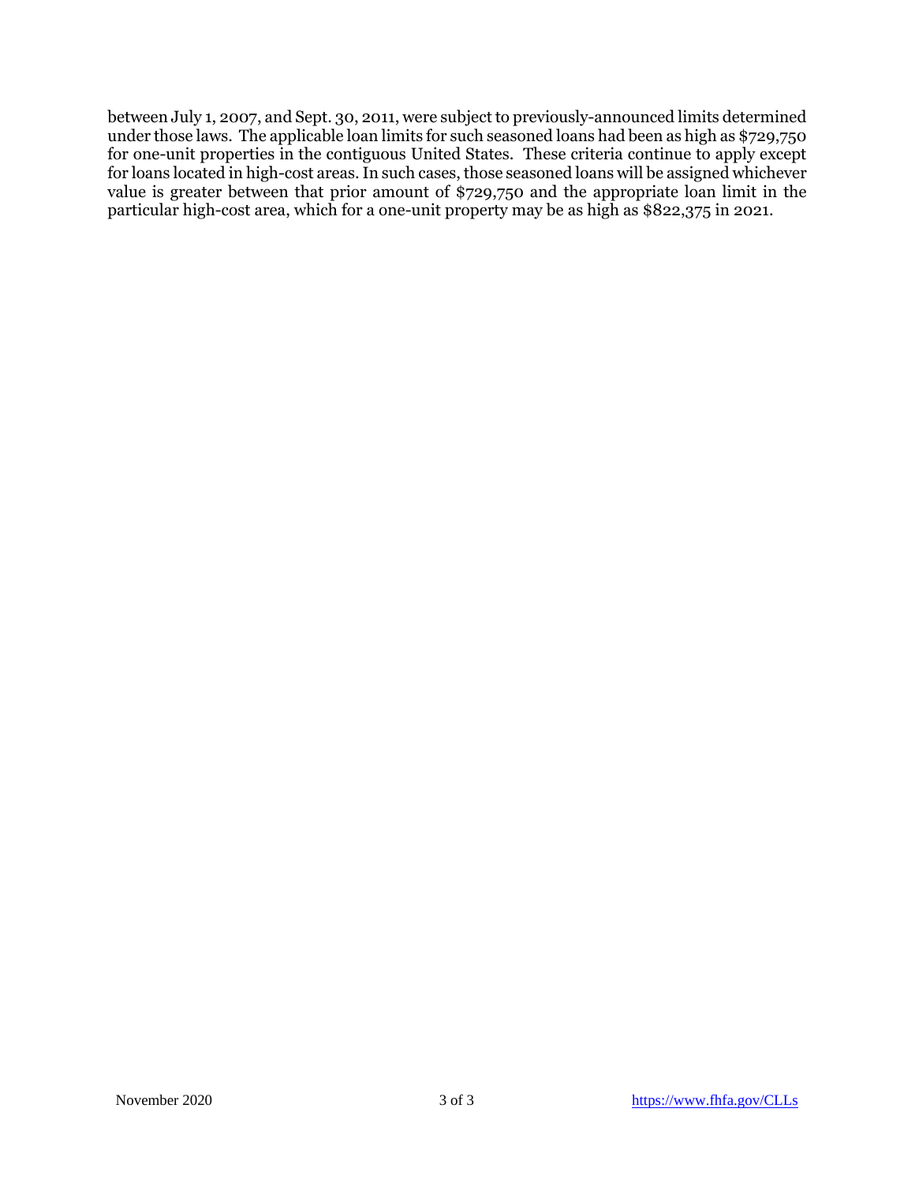between July 1, 2007, and Sept. 30, 2011, were subject to previously-announced limits determined under those laws. The applicable loan limits for such seasoned loans had been as high as $729,750 for one-unit properties in the contiguous United States. These criteria continue to apply except for loans located in high-cost areas. In such cases, those seasoned loans will be assigned whichever value is greater between that prior amount of $729,750 and the appropriate loan limit in the particular high-cost area, which for a one-unit property may be as high as $822,375 in 2021.